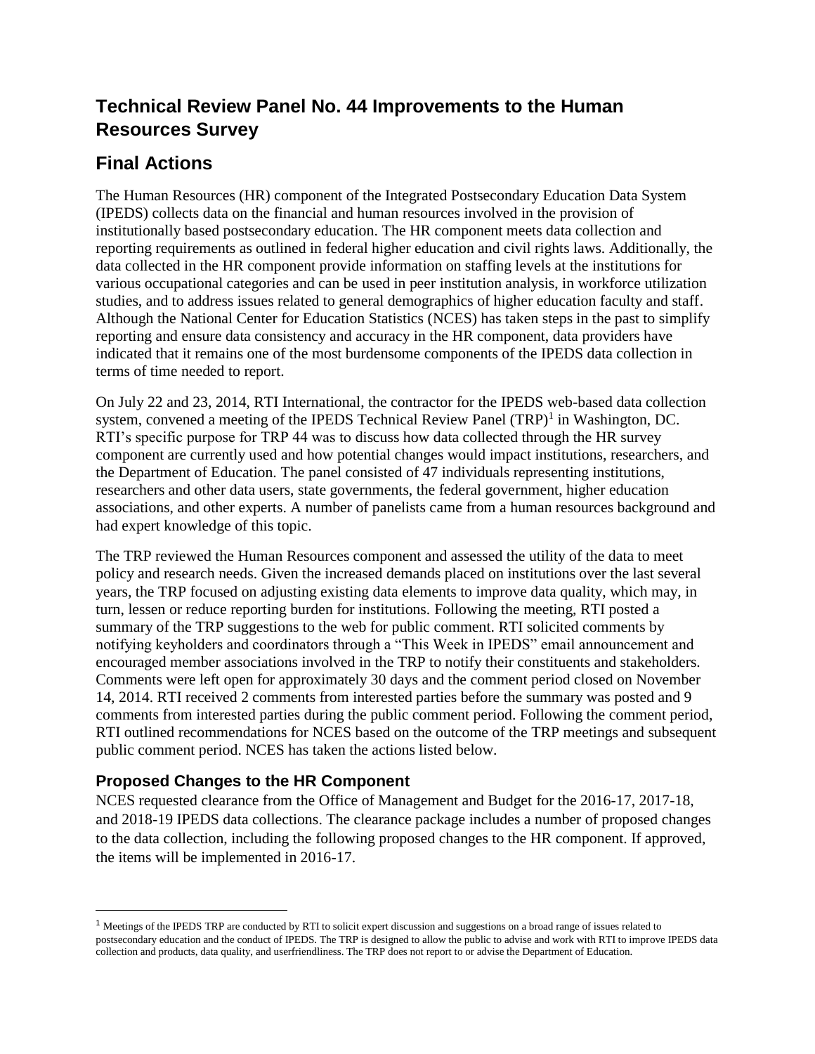# Technical Review Panel No. 44 Improvements to the Human Resources Survey

## Final Actions

The Human Resources (HR) component of the Integrated Postsecondary Education Data System (IPEDS) collects data on the financial and human resources involved in the provision of institutionally based postsecondary education. The HR component meets data collection and reporting requirements as outlined in federal higher education and civil rights laws. Additionally, the data collected in the HR component provide information on staffing levels at the institutions for various occupational categories and can be used in peer institution analysis, in workforce utilization studies, and to address issues related to general demographics of higher education faculty and staff. Although the National Center for Education Statistics (NCES) has taken steps in the past to simplify reporting and ensure data consistency and accuracy in the HR component, data providers have indicated that it remains one of the most burdensome components of the IPEDS data collection in terms of time needed to report.

On July 22 and 23, 2014, RTI International, the contractor for the IPEDS web-based data collection system, convened a meeting of the IPEDS Technical Review Panel (TRP)[1] in Washington, DC. RTI's specific purpose for TRP 44 was to discuss how data collected through the HR survey component are currently used and how potential changes would impact institutions, researchers, and the Department of Education. The panel consisted of 47 individuals representing institutions, researchers and other data users, state governments, the federal government, higher education associations, and other experts. A number of panelists came from a human resources background and had expert knowledge of this topic.

The TRP reviewed the Human Resources component and assessed the utility of the data to meet policy and research needs. Given the increased demands placed on institutions over the last several years, the TRP focused on adjusting existing data elements to improve data quality, which may, in turn, lessen or reduce reporting burden for institutions. Following the meeting, RTI posted a summary of the TRP suggestions to the web for public comment. RTI solicited comments by notifying keyholders and coordinators through a "This Week in IPEDS" email announcement and encouraged member associations involved in the TRP to notify their constituents and stakeholders. Comments were left open for approximately 30 days and the comment period closed on November 14, 2014. RTI received 2 comments from interested parties before the summary was posted and 9 comments from interested parties during the public comment period. Following the comment period, RTI outlined recommendations for NCES based on the outcome of the TRP meetings and subsequent public comment period. NCES has taken the actions listed below.

### Proposed Changes to the HR Component

NCES requested clearance from the Office of Management and Budget for the 2016-17, 2017-18, and 2018-19 IPEDS data collections. The clearance package includes a number of proposed changes to the data collection, including the following proposed changes to the HR component. If approved, the items will be implemented in 2016-17.

---

[1] Meetings of the IPEDS TRP are conducted by RTI to solicit expert discussion and suggestions on a broad range of issues related to postsecondary education and the conduct of IPEDS. The TRP is designed to allow the public to advise and work with RTI to improve IPEDS data collection and products, data quality, and userfriendliness. The TRP does not report to or advise the Department of Education.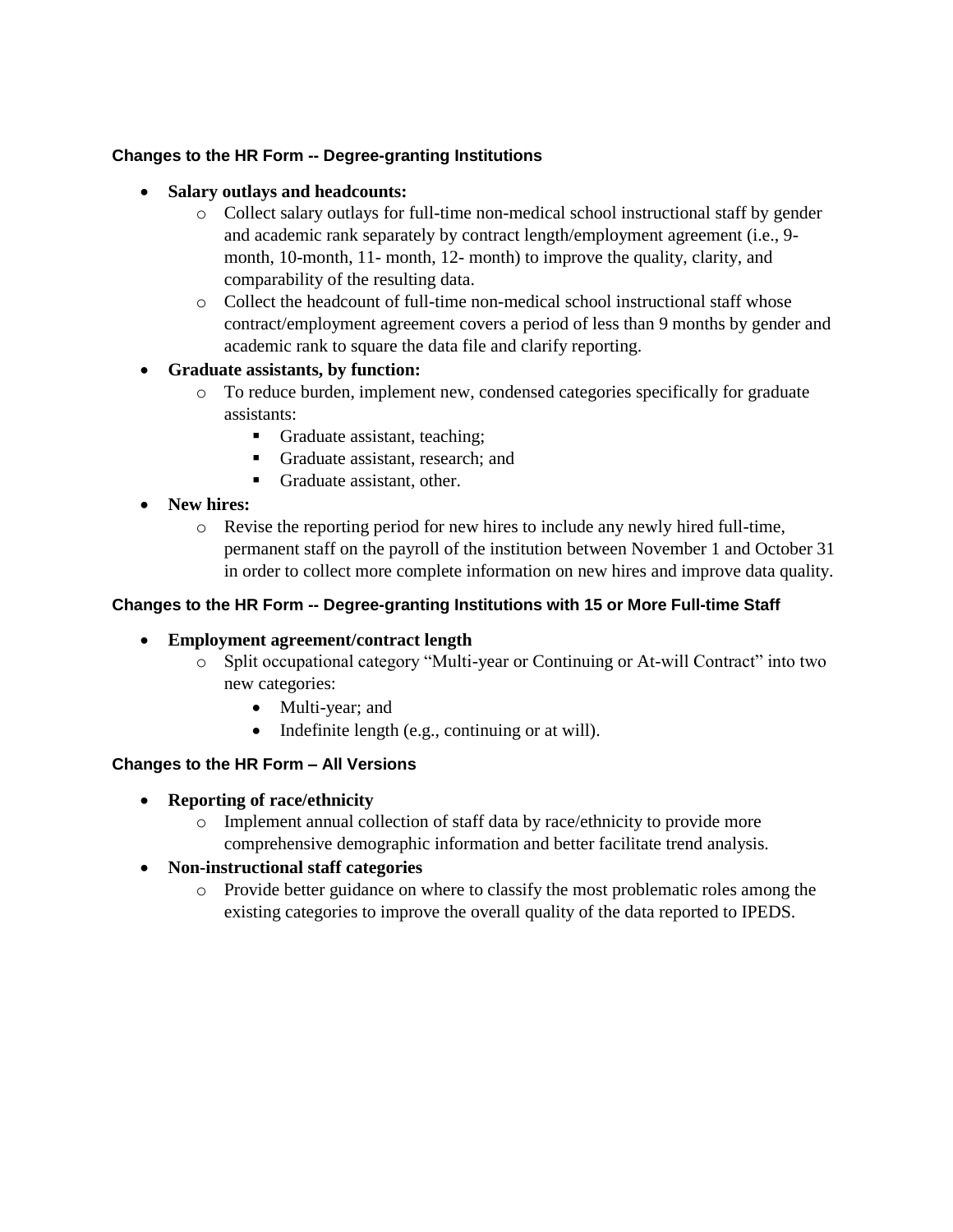### Changes to the HR Form -- Degree-granting Institutions

- **Salary outlays and headcounts:**
  - Collect salary outlays for full-time non-medical school instructional staff by gender and academic rank separately by contract length/employment agreement (i.e., 9-month, 10-month, 11- month, 12- month) to improve the quality, clarity, and comparability of the resulting data.
  - Collect the headcount of full-time non-medical school instructional staff whose contract/employment agreement covers a period of less than 9 months by gender and academic rank to square the data file and clarify reporting.
- **Graduate assistants, by function:**
  - To reduce burden, implement new, condensed categories specifically for graduate assistants:
    - Graduate assistant, teaching;
    - Graduate assistant, research; and
    - Graduate assistant, other.
- **New hires:**
  - Revise the reporting period for new hires to include any newly hired full-time, permanent staff on the payroll of the institution between November 1 and October 31 in order to collect more complete information on new hires and improve data quality.

### Changes to the HR Form -- Degree-granting Institutions with 15 or More Full-time Staff

- **Employment agreement/contract length**
  - Split occupational category "Multi-year or Continuing or At-will Contract" into two new categories:
    - Multi-year; and
    - Indefinite length (e.g., continuing or at will).

### Changes to the HR Form – All Versions

- **Reporting of race/ethnicity**
  - Implement annual collection of staff data by race/ethnicity to provide more comprehensive demographic information and better facilitate trend analysis.
- **Non-instructional staff categories**
  - Provide better guidance on where to classify the most problematic roles among the existing categories to improve the overall quality of the data reported to IPEDS.